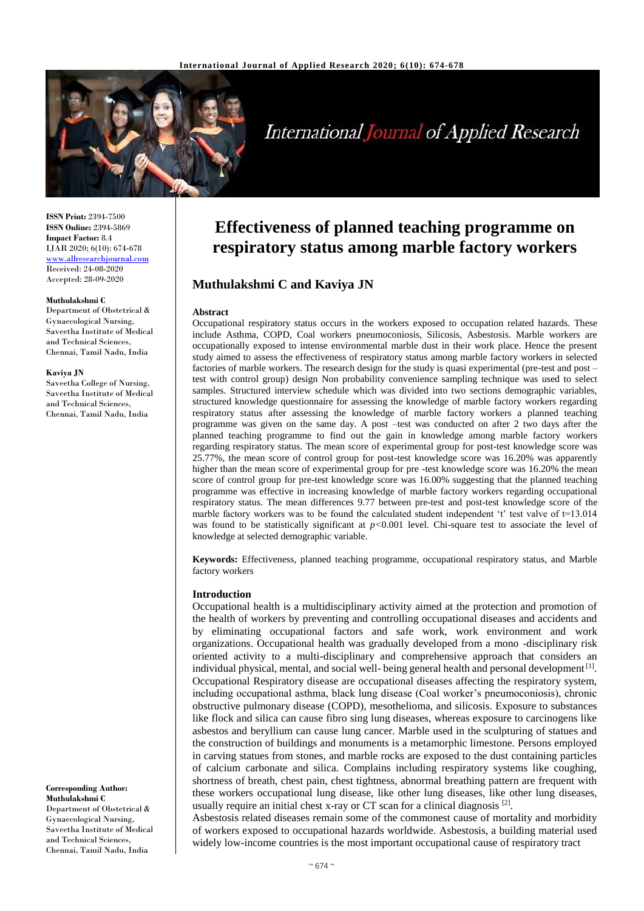# Effectiveness of planned teaching programme on respiratory status among marble factory workers

## Muthulakshmi C and Kaviya JN

**ISSN Print:** 2394-7500
**ISSN Online:** 2394-5869
**Impact Factor:** 8.4
IJAR 2020; 6(10): 674-678
www.allresearchjournal.com
Received: 24-08-2020
Accepted: 28-09-2020

**Muthulakshmi C**
Department of Obstetrical & Gynaecological Nursing, Saveetha Institute of Medical and Technical Sciences, Chennai, Tamil Nadu, India

**Kaviya JN**
Saveetha College of Nursing, Saveetha Institute of Medical and Technical Sciences, Chennai, Tamil Nadu, India

**Corresponding Author:**
**Muthulakshmi C**
Department of Obstetrical & Gynaecological Nursing, Saveetha Institute of Medical and Technical Sciences, Chennai, Tamil Nadu, India

### Abstract

Occupational respiratory status occurs in the workers exposed to occupation related hazards. These include Asthma, COPD, Coal workers pneumoconiosis, Silicosis, Asbestosis. Marble workers are occupationally exposed to intense environmental marble dust in their work place. Hence the present study aimed to assess the effectiveness of respiratory status among marble factory workers in selected factories of marble workers. The research design for the study is quasi experimental (pre-test and post – test with control group) design Non probability convenience sampling technique was used to select samples. Structured interview schedule which was divided into two sections demographic variables, structured knowledge questionnaire for assessing the knowledge of marble factory workers regarding respiratory status after assessing the knowledge of marble factory workers a planned teaching programme was given on the same day. A post –test was conducted on after 2 two days after the planned teaching programme to find out the gain in knowledge among marble factory workers regarding respiratory status. The mean score of experimental group for post-test knowledge score was 25.77%, the mean score of control group for post-test knowledge score was 16.20% was apparently higher than the mean score of experimental group for pre -test knowledge score was 16.20% the mean score of control group for pre-test knowledge score was 16.00% suggesting that the planned teaching programme was effective in increasing knowledge of marble factory workers regarding occupational respiratory status. The mean differences 9.77 between pre-test and post-test knowledge score of the marble factory workers was to be found the calculated student independent 't' test valve of t=13.014 was found to be statistically significant at $p<0.001$ level. Chi-square test to associate the level of knowledge at selected demographic variable.

**Keywords:** Effectiveness, planned teaching programme, occupational respiratory status, and Marble factory workers

### Introduction

Occupational health is a multidisciplinary activity aimed at the protection and promotion of the health of workers by preventing and controlling occupational diseases and accidents and by eliminating occupational factors and safe work, work environment and work organizations. Occupational health was gradually developed from a mono -disciplinary risk oriented activity to a multi-disciplinary and comprehensive approach that considers an individual physical, mental, and social well- being general health and personal development [1]. Occupational Respiratory disease are occupational diseases affecting the respiratory system, including occupational asthma, black lung disease (Coal worker's pneumoconiosis), chronic obstructive pulmonary disease (COPD), mesothelioma, and silicosis. Exposure to substances like flock and silica can cause fibro sing lung diseases, whereas exposure to carcinogens like asbestos and beryllium can cause lung cancer. Marble used in the sculpturing of statues and the construction of buildings and monuments is a metamorphic limestone. Persons employed in carving statues from stones, and marble rocks are exposed to the dust containing particles of calcium carbonate and silica. Complains including respiratory systems like coughing, shortness of breath, chest pain, chest tightness, abnormal breathing pattern are frequent with these workers occupational lung disease, like other lung diseases, like other lung diseases, usually require an initial chest x-ray or CT scan for a clinical diagnosis [2].

Asbestosis related diseases remain some of the commonest cause of mortality and morbidity of workers exposed to occupational hazards worldwide. Asbestosis, a building material used widely low-income countries is the most important occupational cause of respiratory tract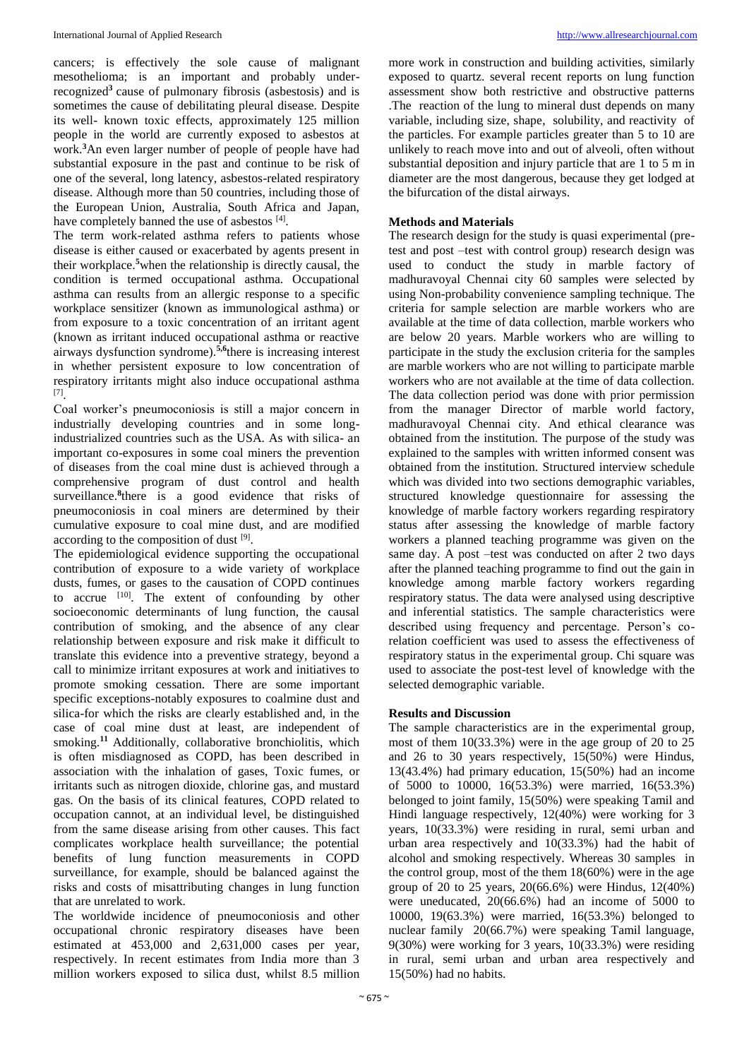cancers; is effectively the sole cause of malignant mesothelioma; is an important and probably under-recognized[3] cause of pulmonary fibrosis (asbestosis) and is sometimes the cause of debilitating pleural disease. Despite its well- known toxic effects, approximately 125 million people in the world are currently exposed to asbestos at work.[3]An even larger number of people of people have had substantial exposure in the past and continue to be risk of one of the several, long latency, asbestos-related respiratory disease. Although more than 50 countries, including those of the European Union, Australia, South Africa and Japan, have completely banned the use of asbestos [4].

The term work-related asthma refers to patients whose disease is either caused or exacerbated by agents present in their workplace.[5]when the relationship is directly causal, the condition is termed occupational asthma. Occupational asthma can results from an allergic response to a specific workplace sensitizer (known as immunological asthma) or from exposure to a toxic concentration of an irritant agent (known as irritant induced occupational asthma or reactive airways dysfunction syndrome).[5,6]there is increasing interest in whether persistent exposure to low concentration of respiratory irritants might also induce occupational asthma [7].

Coal worker's pneumoconiosis is still a major concern in industrially developing countries and in some long-industrialized countries such as the USA. As with silica- an important and co-exposures in some coal miners the prevention of diseases from the coal mine dust is achieved through a comprehensive program of dust control and health surveillance.[8]there is a good evidence that risks of pneumoconiosis in coal miners are determined by their cumulative exposure to coal mine dust, and are modified according to the composition of dust [9].

The epidemiological evidence supporting the occupational contribution of exposure to a wide variety of workplace dusts, fumes, or gases to the causation of COPD continues to accrue [10]. The extent of confounding by other socioeconomic determinants of lung function, the causal contribution of smoking, and the absence of any clear relationship between exposure and risk make it difficult to translate this evidence into a preventive strategy, beyond a call to minimize irritant exposures at work and initiatives to promote smoking cessation. There are some important specific exceptions-notably exposures to coalmine dust and silica-for which the risks are clearly established and, in the case of coal mine dust at least, are independent of smoking.[11] Additionally, collaborative bronchiolitis, which is often misdiagnosed as COPD, has been described in association with the inhalation of gases, Toxic fumes, or irritants such as nitrogen dioxide, chlorine gas, and mustard gas. On the basis of its clinical features, COPD related to occupation cannot, at an individual level, be distinguished from the same disease arising from other causes. This fact complicates workplace health surveillance; the potential benefits of lung function measurements in COPD surveillance, for example, should be balanced against the risks and costs of misattributing changes in lung function that are unrelated to work.

The worldwide incidence of pneumoconiosis and other occupational chronic respiratory diseases have been estimated at 453,000 and 2,631,000 cases per year, respectively. In recent estimates from India more than 3 million workers exposed to silica dust, whilst 8.5 million more work in construction and building activities, similarly exposed to quartz. several recent reports on lung function assessment show both restrictive and obstructive patterns .The reaction of the lung to mineral dust depends on many variable, including size, shape, solubility, and reactivity of the particles. For example particles greater than 5 to 10 are unlikely to reach move into and out of alveoli, often without substantial deposition and injury particle that are 1 to 5 m in diameter are the most dangerous, because they get lodged at the bifurcation of the distal airways.

## Methods and Materials

The research design for the study is quasi experimental (pre-test and post –test with control group) research design was used to conduct the study in marble factory of madhuravoyal Chennai city 60 samples were selected by using Non-probability convenience sampling technique. The criteria for sample selection are marble workers who are available at the time of data collection, marble workers who are below 20 years. Marble workers who are willing to participate in the study the exclusion criteria for the samples are marble workers who are not willing to participate marble workers who are not available at the time of data collection. The data collection period was done with prior permission from the manager Director of marble world factory, madhuravoyal Chennai city. And ethical clearance was obtained from the institution. The purpose of the study was explained to the samples with written informed consent was obtained from the institution. Structured interview schedule which was divided into two sections demographic variables, structured knowledge questionnaire for assessing the knowledge of marble factory workers regarding respiratory status after assessing the knowledge of marble factory workers a planned teaching programme was given on the same day. A post –test was conducted on after 2 two days after the planned teaching programme to find out the gain in knowledge among marble factory workers regarding respiratory status. The data were analysed using descriptive and inferential statistics. The sample characteristics were described using frequency and percentage. Person's co-relation coefficient was used to assess the effectiveness of respiratory status in the experimental group. Chi square was used to associate the post-test level of knowledge with the selected demographic variable.

## Results and Discussion

The sample characteristics are in the experimental group, most of them 10(33.3%) were in the age group of 20 to 25 and 26 to 30 years respectively, 15(50%) were Hindus, 13(43.4%) had primary education, 15(50%) had an income of 5000 to 10000, 16(53.3%) were married, 16(53.3%) belonged to joint family, 15(50%) were speaking Tamil and Hindi language respectively, 12(40%) were working for 3 years, 10(33.3%) were residing in rural, semi urban and urban area respectively and 10(33.3%) had the habit of alcohol and smoking respectively. Whereas 30 samples in the control group, most of the them 18(60%) were in the age group of 20 to 25 years, 20(66.6%) were Hindus, 12(40%) were uneducated, 20(66.6%) had an income of 5000 to 10000, 19(63.3%) were married, 16(53.3%) belonged to nuclear family 20(66.7%) were speaking Tamil language, 9(30%) were working for 3 years, 10(33.3%) were residing in rural, semi urban and urban area respectively and 15(50%) had no habits.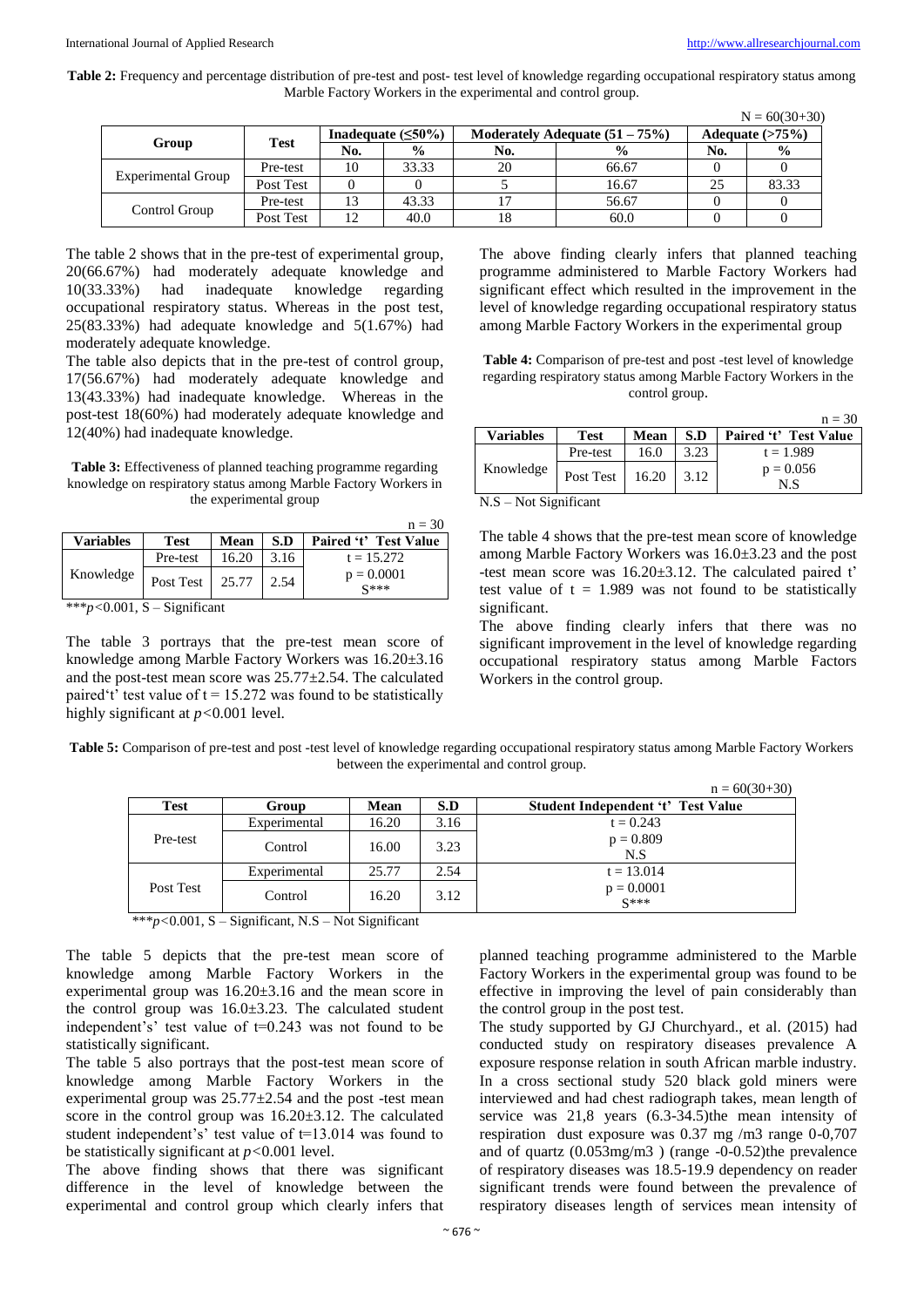**Table 2:** Frequency and percentage distribution of pre-test and post- test level of knowledge regarding occupational respiratory status among Marble Factory Workers in the experimental and control group.

N = 60(30+30)

| Group | Test | Inadequate (≤50%) | | Moderately Adequate (51 – 75%) | | Adequate (>75%) | |
|---|---|---|---|---|---|---|---|
| | | No. | % | No. | % | No. | % |
| Experimental Group | Pre-test | 10 | 33.33 | 20 | 66.67 | 0 | 0 |
| | Post Test | 0 | 0 | 5 | 16.67 | 25 | 83.33 |
| Control Group | Pre-test | 13 | 43.33 | 17 | 56.67 | 0 | 0 |
| | Post Test | 12 | 40.0 | 18 | 60.0 | 0 | 0 |

The table 2 shows that in the pre-test of experimental group, 20(66.67%) had moderately adequate knowledge and 10(33.33%) had inadequate knowledge regarding occupational respiratory status. Whereas in the post test, 25(83.33%) had adequate knowledge and 5(1.67%) had moderately adequate knowledge.

The table also depicts that in the pre-test of control group, 17(56.67%) had moderately adequate knowledge and 13(43.33%) had inadequate knowledge. Whereas in the post-test 18(60%) had moderately adequate knowledge and 12(40%) had inadequate knowledge.

**Table 3:** Effectiveness of planned teaching programme regarding knowledge on respiratory status among Marble Factory Workers in the experimental group

n = 30

| Variables | Test | Mean | S.D | Paired 't' Test Value |
|---|---|---|---|---|
| Knowledge | Pre-test | 16.20 | 3.16 | t = 15.272 |
| | Post Test | 25.77 | 2.54 | p = 0.0001 S*** |

***$p<0.001$, S – Significant

The table 3 portrays that the pre-test mean score of knowledge among Marble Factory Workers was 16.20±3.16 and the post-test mean score was 25.77±2.54. The calculated paired't' test value of t = 15.272 was found to be statistically highly significant at $p<0.001$ level.

The above finding clearly infers that planned teaching programme administered to Marble Factory Workers had significant effect which resulted in the improvement in the level of knowledge regarding occupational respiratory status among Marble Factory Workers in the experimental group

**Table 4:** Comparison of pre-test and post -test level of knowledge regarding respiratory status among Marble Factory Workers in the control group.

n = 30

| Variables | Test | Mean | S.D | Paired 't' Test Value |
|---|---|---|---|---|
| Knowledge | Pre-test | 16.0 | 3.23 | t = 1.989 |
| | Post Test | 16.20 | 3.12 | p = 0.056 N.S |

N.S – Not Significant

The table 4 shows that the pre-test mean score of knowledge among Marble Factory Workers was 16.0±3.23 and the post -test mean score was 16.20±3.12. The calculated paired t' test value of t = 1.989 was not found to be statistically significant.

The above finding clearly infers that there was no significant improvement in the level of knowledge regarding occupational respiratory status among Marble Factors Workers in the control group.

**Table 5:** Comparison of pre-test and post -test level of knowledge regarding occupational respiratory status among Marble Factory Workers between the experimental and control group.

n = 60(30+30)

| Test | Group | Mean | S.D | Student Independent 't' Test Value |
|---|---|---|---|---|
| Pre-test | Experimental | 16.20 | 3.16 | t = 0.243 |
| | Control | 16.00 | 3.23 | p = 0.809 N.S |
| Post Test | Experimental | 25.77 | 2.54 | t = 13.014 |
| | Control | 16.20 | 3.12 | p = 0.0001 S*** |

***$p<0.001$, S – Significant, N.S – Not Significant

The table 5 depicts that the pre-test mean score of knowledge among Marble Factory Workers in the experimental group was 16.20±3.16 and the mean score in the control group was 16.0±3.23. The calculated student independent's' test value of t=0.243 was not found to be statistically significant.

The table 5 also portrays that the post-test mean score of knowledge among Marble Factory Workers in the experimental group was 25.77±2.54 and the post -test mean score in the control group was 16.20±3.12. The calculated student independent's' test value of t=13.014 was found to be statistically significant at $p<0.001$ level.

The above finding shows that there was significant difference in the level of knowledge between the experimental and control group which clearly infers that planned teaching programme administered to the Marble Factory Workers in the experimental group was found to be effective in improving the level of pain considerably than the control group in the post test.

The study supported by GJ Churchyard., et al. (2015) had conducted study on respiratory diseases prevalence A exposure response relation in south African marble industry. In a cross sectional study 520 black gold miners were interviewed and had chest radiograph takes, mean length of service was 21,8 years (6.3-34.5)the mean intensity of respiration dust exposure was 0.37 mg /m3 range 0-0,707 and of quartz (0.053mg/m3 ) (range -0-0.52)the prevalence of respiratory diseases was 18.5-19.9 dependency on reader significant trends were found between the prevalence of respiratory diseases length of services mean intensity of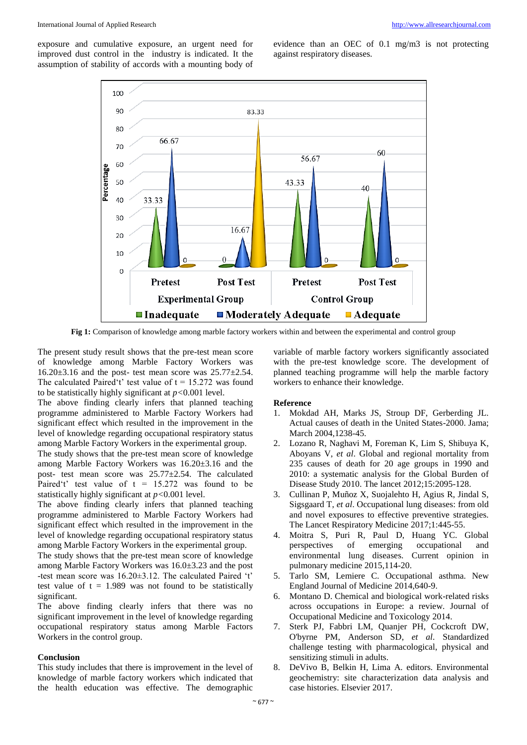exposure and cumulative exposure, an urgent need for improved dust control in the industry is indicated. It the assumption of stability of accords with a mounting body of evidence than an OEC of 0.1 mg/m3 is not protecting against respiratory diseases.

**Fig 1:** Comparison of knowledge among marble factory workers within and between the experimental and control group

The present study result shows that the pre-test mean score of knowledge among Marble Factory Workers was 16.20±3.16 and the post- test mean score was 25.77±2.54. The calculated Paired't' test value of t = 15.272 was found to be statistically highly significant at $p<0.001$ level.

The above finding clearly infers that planned teaching programme administered to Marble Factory Workers had significant effect which resulted in the improvement in the level of knowledge regarding occupational respiratory status among Marble Factory Workers in the experimental group.

The study shows that the pre-test mean score of knowledge among Marble Factory Workers was 16.20±3.16 and the post- test mean score was 25.77±2.54. The calculated Paired't' test value of t = 15.272 was found to be statistically highly significant at $p<0.001$ level.

The above finding clearly infers that planned teaching programme administered to Marble Factory Workers had significant effect which resulted in the improvement in the level of knowledge regarding occupational respiratory status among Marble Factory Workers in the experimental group.

The study shows that the pre-test mean score of knowledge among Marble Factory Workers was 16.0±3.23 and the post -test mean score was 16.20±3.12. The calculated Paired 't' test value of t = 1.989 was not found to be statistically significant.

The above finding clearly infers that there was no significant improvement in the level of knowledge regarding occupational respiratory status among Marble Factors Workers in the control group.

## Conclusion

This study includes that there is improvement in the level of knowledge of marble factory workers which indicated that the health education was effective. The demographic variable of marble factory workers significantly associated with the pre-test knowledge score. The development of planned teaching programme will help the marble factory workers to enhance their knowledge.

## Reference

1. Mokdad AH, Marks JS, Stroup DF, Gerberding JL. Actual causes of death in the United States-2000. Jama; March 2004,1238-45.
2. Lozano R, Naghavi M, Foreman K, Lim S, Shibuya K, Aboyans V, *et al*. Global and regional mortality from 235 causes of death for 20 age groups in 1990 and 2010: a systematic analysis for the Global Burden of Disease Study 2010. The lancet 2012;15:2095-128.
3. Cullinan P, Muñoz X, Suojalehto H, Agius R, Jindal S, Sigsgaard T, *et al*. Occupational lung diseases: from old and novel exposures to effective preventive strategies. The Lancet Respiratory Medicine 2017;1:445-55.
4. Moitra S, Puri R, Paul D, Huang YC. Global perspectives of emerging occupational and environmental lung diseases. Current opinion in pulmonary medicine 2015,114-20.
5. Tarlo SM, Lemiere C. Occupational asthma. New England Journal of Medicine 2014,640-9.
6. Montano D. Chemical and biological work-related risks across occupations in Europe: a review. Journal of Occupational Medicine and Toxicology 2014.
7. Sterk PJ, Fabbri LM, Quanjer PH, Cockcroft DW, O'byrne PM, Anderson SD, *et al.* Standardized challenge testing with pharmacological, physical and sensitizing stimuli in adults.
8. DeVivo B, Belkin H, Lima A. editors. Environmental geochemistry: site characterization data analysis and case histories. Elsevier 2017.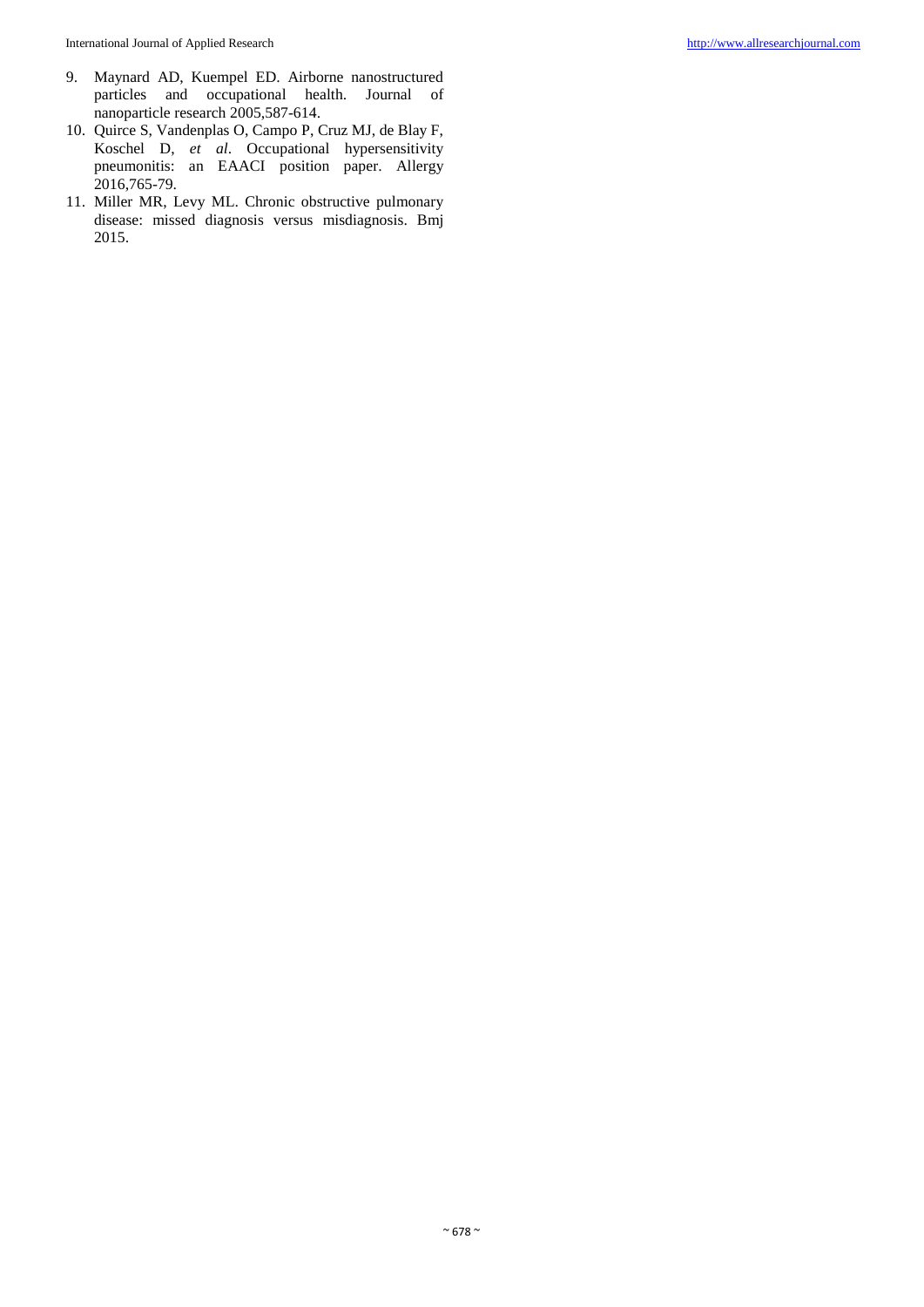9. Maynard AD, Kuempel ED. Airborne nanostructured particles and occupational health. Journal of nanoparticle research 2005,587-614.
10. Quirce S, Vandenplas O, Campo P, Cruz MJ, de Blay F, Koschel D, *et al*. Occupational hypersensitivity pneumonitis: an EAACI position paper. Allergy 2016,765-79.
11. Miller MR, Levy ML. Chronic obstructive pulmonary disease: missed diagnosis versus misdiagnosis. Bmj 2015.